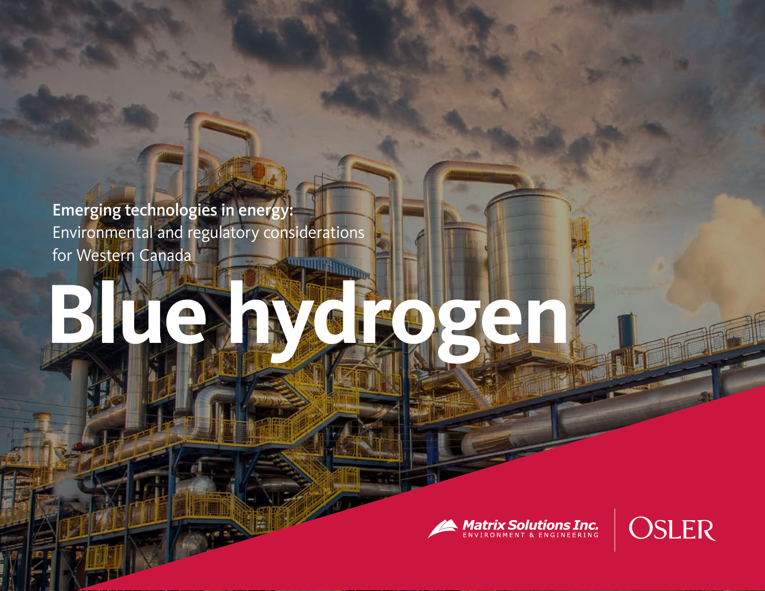**Emerging technologies in energy:**
Environmental and regulatory considerations for Western Canada

# Blue hydrogen

Matrix Solutions Inc.
ENVIRONMENT & ENGINEERING

OSLER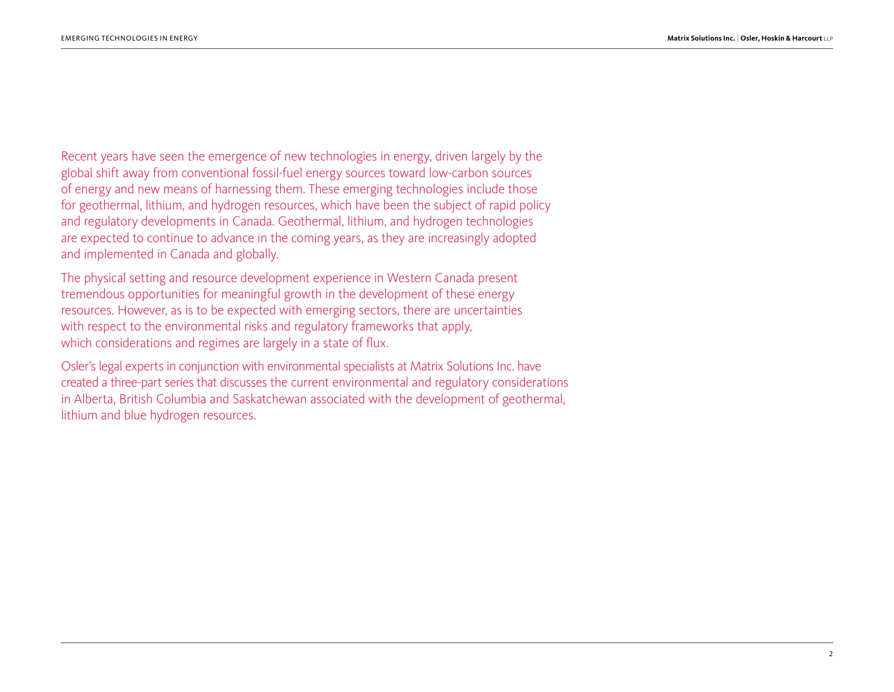Recent years have seen the emergence of new technologies in energy, driven largely by the global shift away from conventional fossil-fuel energy sources toward low-carbon sources of energy and new means of harnessing them. These emerging technologies include those for geothermal, lithium, and hydrogen resources, which have been the subject of rapid policy and regulatory developments in Canada. Geothermal, lithium, and hydrogen technologies are expected to continue to advance in the coming years, as they are increasingly adopted and implemented in Canada and globally.

The physical setting and resource development experience in Western Canada present tremendous opportunities for meaningful growth in the development of these energy resources. However, as is to be expected with emerging sectors, there are uncertainties with respect to the environmental risks and regulatory frameworks that apply, which considerations and regimes are largely in a state of flux.

Osler's legal experts in conjunction with environmental specialists at Matrix Solutions Inc. have created a three-part series that discusses the current environmental and regulatory considerations in Alberta, British Columbia and Saskatchewan associated with the development of geothermal, lithium and blue hydrogen resources.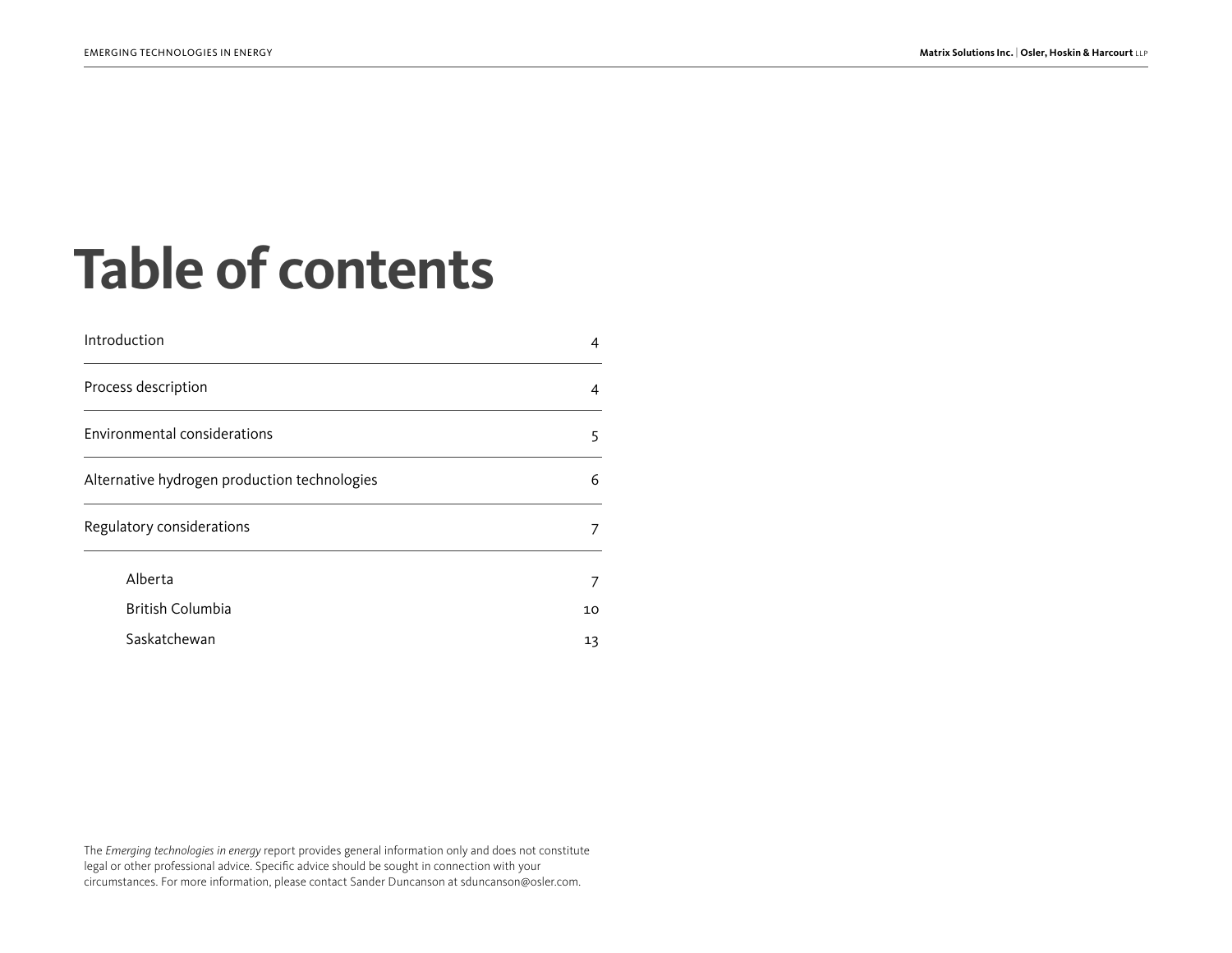# Table of contents

| | |
|---|---|
| Introduction | 4 |
| Process description | 4 |
| Environmental considerations | 5 |
| Alternative hydrogen production technologies | 6 |
| Regulatory considerations | 7 |
| Alberta | 7 |
| British Columbia | 10 |
| Saskatchewan | 13 |

The *Emerging technologies in energy* report provides general information only and does not constitute legal or other professional advice. Specific advice should be sought in connection with your circumstances. For more information, please contact Sander Duncanson at sduncanson@osler.com.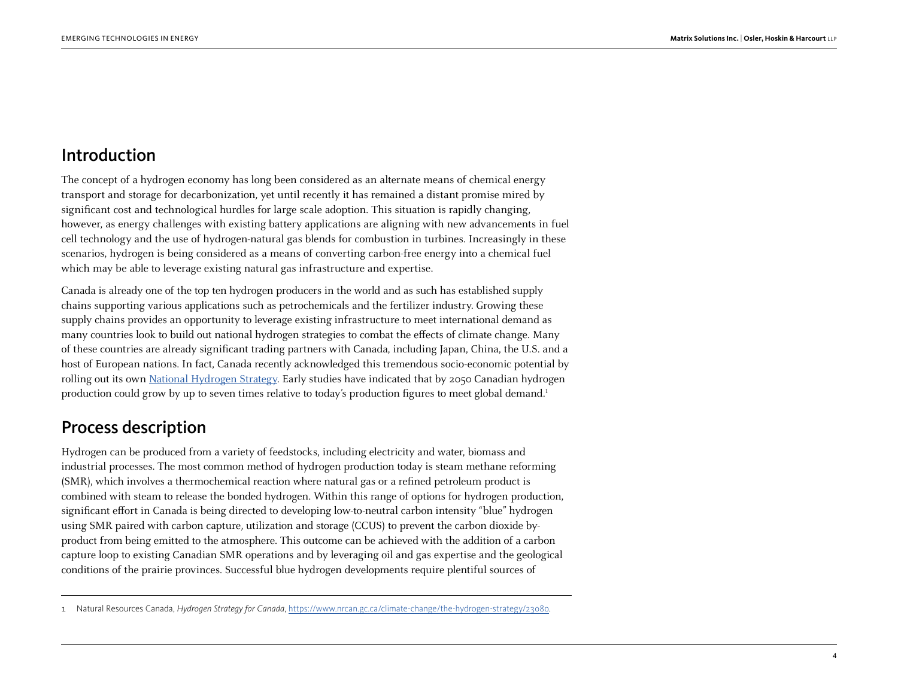## Introduction

The concept of a hydrogen economy has long been considered as an alternate means of chemical energy transport and storage for decarbonization, yet until recently it has remained a distant promise mired by significant cost and technological hurdles for large scale adoption. This situation is rapidly changing, however, as energy challenges with existing battery applications are aligning with new advancements in fuel cell technology and the use of hydrogen-natural gas blends for combustion in turbines. Increasingly in these scenarios, hydrogen is being considered as a means of converting carbon-free energy into a chemical fuel which may be able to leverage existing natural gas infrastructure and expertise.

Canada is already one of the top ten hydrogen producers in the world and as such has established supply chains supporting various applications such as petrochemicals and the fertilizer industry. Growing these supply chains provides an opportunity to leverage existing infrastructure to meet international demand as many countries look to build out national hydrogen strategies to combat the effects of climate change. Many of these countries are already significant trading partners with Canada, including Japan, China, the U.S. and a host of European nations. In fact, Canada recently acknowledged this tremendous socio-economic potential by rolling out its own National Hydrogen Strategy. Early studies have indicated that by 2050 Canadian hydrogen production could grow by up to seven times relative to today's production figures to meet global demand.[1]

## Process description

Hydrogen can be produced from a variety of feedstocks, including electricity and water, biomass and industrial processes. The most common method of hydrogen production today is steam methane reforming (SMR), which involves a thermochemical reaction where natural gas or a refined petroleum product is combined with steam to release the bonded hydrogen. Within this range of options for hydrogen production, significant effort in Canada is being directed to developing low-to-neutral carbon intensity "blue" hydrogen using SMR paired with carbon capture, utilization and storage (CCUS) to prevent the carbon dioxide by-product from being emitted to the atmosphere. This outcome can be achieved with the addition of a carbon capture loop to existing Canadian SMR operations and by leveraging oil and gas expertise and the geological conditions of the prairie provinces. Successful blue hydrogen developments require plentiful sources of

---

1 Natural Resources Canada, *Hydrogen Strategy for Canada*, https://www.nrcan.gc.ca/climate-change/the-hydrogen-strategy/23080.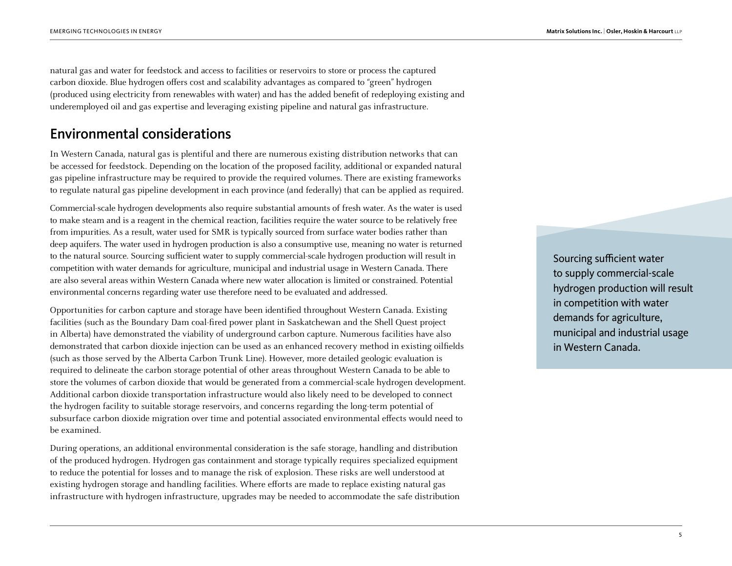natural gas and water for feedstock and access to facilities or reservoirs to store or process the captured carbon dioxide. Blue hydrogen offers cost and scalability advantages as compared to "green" hydrogen (produced using electricity from renewables with water) and has the added benefit of redeploying existing and underemployed oil and gas expertise and leveraging existing pipeline and natural gas infrastructure.

## Environmental considerations

In Western Canada, natural gas is plentiful and there are numerous existing distribution networks that can be accessed for feedstock. Depending on the location of the proposed facility, additional or expanded natural gas pipeline infrastructure may be required to provide the required volumes. There are existing frameworks to regulate natural gas pipeline development in each province (and federally) that can be applied as required.

Commercial-scale hydrogen developments also require substantial amounts of fresh water. As the water is used to make steam and is a reagent in the chemical reaction, facilities require the water source to be relatively free from impurities. As a result, water used for SMR is typically sourced from surface water bodies rather than deep aquifers. The water used in hydrogen production is also a consumptive use, meaning no water is returned to the natural source. Sourcing sufficient water to supply commercial-scale hydrogen production will result in competition with water demands for agriculture, municipal and industrial usage in Western Canada. There are also several areas within Western Canada where new water allocation is limited or constrained. Potential environmental concerns regarding water use therefore need to be evaluated and addressed.

> Sourcing sufficient water to supply commercial-scale hydrogen production will result in competition with water demands for agriculture, municipal and industrial usage in Western Canada.

Opportunities for carbon capture and storage have been identified throughout Western Canada. Existing facilities (such as the Boundary Dam coal-fired power plant in Saskatchewan and the Shell Quest project in Alberta) have demonstrated the viability of underground carbon capture. Numerous facilities have also demonstrated that carbon dioxide injection can be used as an enhanced recovery method in existing oilfields (such as those served by the Alberta Carbon Trunk Line). However, more detailed geologic evaluation is required to delineate the carbon storage potential of other areas throughout Western Canada to be able to store the volumes of carbon dioxide that would be generated from a commercial-scale hydrogen development. Additional carbon dioxide transportation infrastructure would also likely need to be developed to connect the hydrogen facility to suitable storage reservoirs, and concerns regarding the long-term potential of subsurface carbon dioxide migration over time and potential associated environmental effects would need to be examined.

During operations, an additional environmental consideration is the safe storage, handling and distribution of the produced hydrogen. Hydrogen gas containment and storage typically requires specialized equipment to reduce the potential for losses and to manage the risk of explosion. These risks are well understood at existing hydrogen storage and handling facilities. Where efforts are made to replace existing natural gas infrastructure with hydrogen infrastructure, upgrades may be needed to accommodate the safe distribution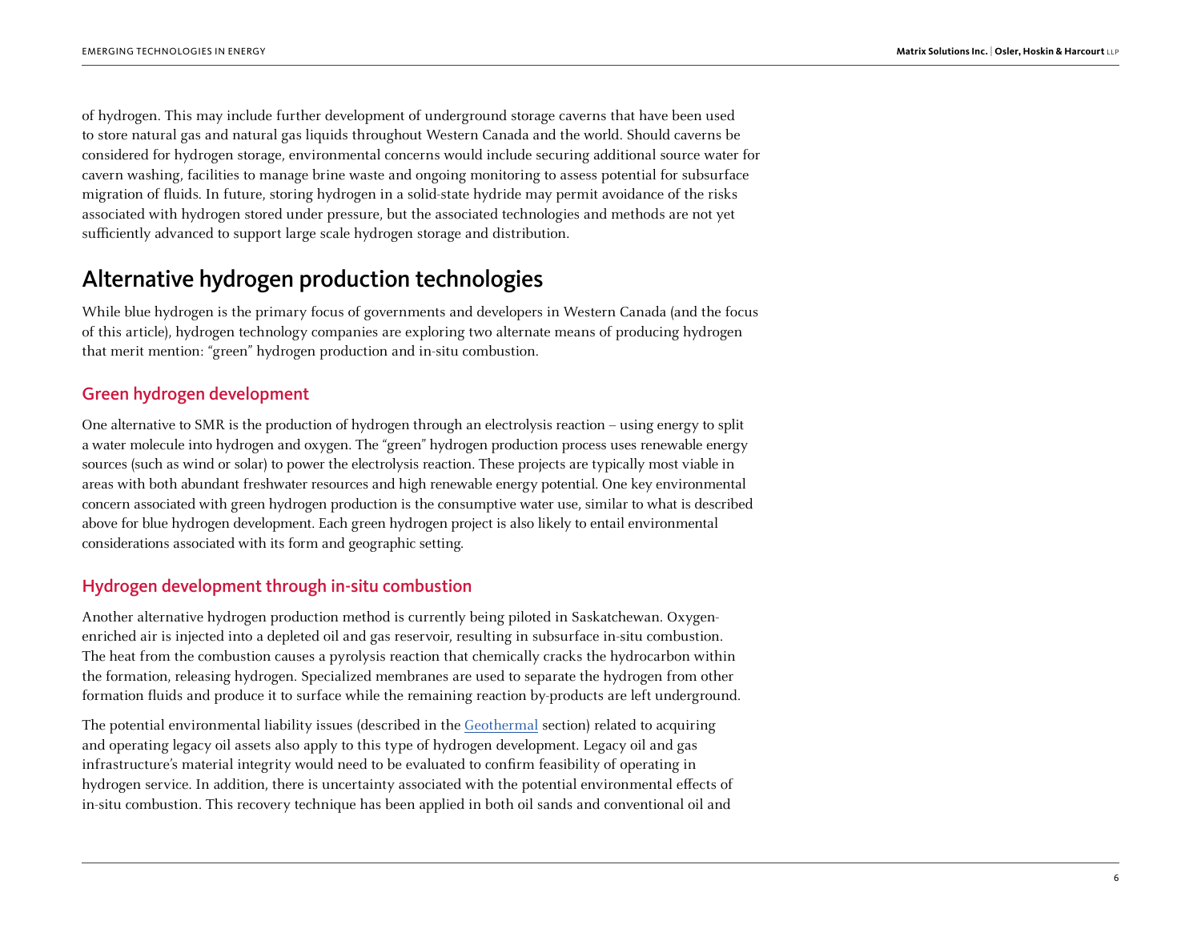of hydrogen. This may include further development of underground storage caverns that have been used to store natural gas and natural gas liquids throughout Western Canada and the world. Should caverns be considered for hydrogen storage, environmental concerns would include securing additional source water for cavern washing, facilities to manage brine waste and ongoing monitoring to assess potential for subsurface migration of fluids. In future, storing hydrogen in a solid-state hydride may permit avoidance of the risks associated with hydrogen stored under pressure, but the associated technologies and methods are not yet sufficiently advanced to support large scale hydrogen storage and distribution.

## Alternative hydrogen production technologies

While blue hydrogen is the primary focus of governments and developers in Western Canada (and the focus of this article), hydrogen technology companies are exploring two alternate means of producing hydrogen that merit mention: "green" hydrogen production and in-situ combustion.

### Green hydrogen development

One alternative to SMR is the production of hydrogen through an electrolysis reaction – using energy to split a water molecule into hydrogen and oxygen. The "green" hydrogen production process uses renewable energy sources (such as wind or solar) to power the electrolysis reaction. These projects are typically most viable in areas with both abundant freshwater resources and high renewable energy potential. One key environmental concern associated with green hydrogen production is the consumptive water use, similar to what is described above for blue hydrogen development. Each green hydrogen project is also likely to entail environmental considerations associated with its form and geographic setting.

### Hydrogen development through in-situ combustion

Another alternative hydrogen production method is currently being piloted in Saskatchewan. Oxygen-enriched air is injected into a depleted oil and gas reservoir, resulting in subsurface in-situ combustion. The heat from the combustion causes a pyrolysis reaction that chemically cracks the hydrocarbon within the formation, releasing hydrogen. Specialized membranes are used to separate the hydrogen from other formation fluids and produce it to surface while the remaining reaction by-products are left underground.

The potential environmental liability issues (described in the Geothermal section) related to acquiring and operating legacy oil assets also apply to this type of hydrogen development. Legacy oil and gas infrastructure's material integrity would need to be evaluated to confirm feasibility of operating in hydrogen service. In addition, there is uncertainty associated with the potential environmental effects of in-situ combustion. This recovery technique has been applied in both oil sands and conventional oil and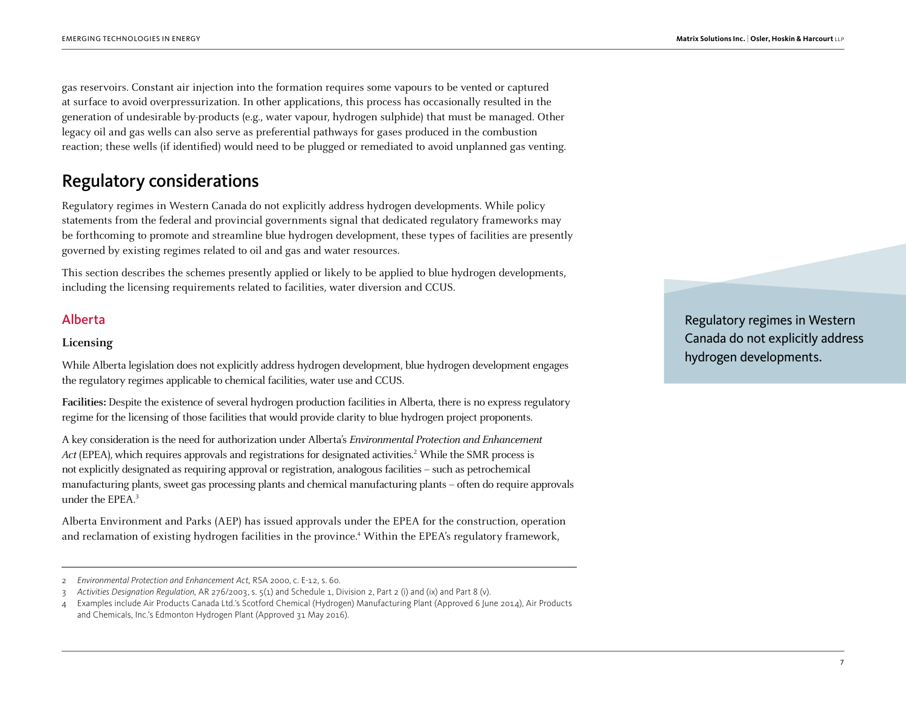gas reservoirs. Constant air injection into the formation requires some vapours to be vented or captured at surface to avoid overpressurization. In other applications, this process has occasionally resulted in the generation of undesirable by-products (e.g., water vapour, hydrogen sulphide) that must be managed. Other legacy oil and gas wells can also serve as preferential pathways for gases produced in the combustion reaction; these wells (if identified) would need to be plugged or remediated to avoid unplanned gas venting.

## Regulatory considerations

Regulatory regimes in Western Canada do not explicitly address hydrogen developments. While policy statements from the federal and provincial governments signal that dedicated regulatory frameworks may be forthcoming to promote and streamline blue hydrogen development, these types of facilities are presently governed by existing regimes related to oil and gas and water resources.

This section describes the schemes presently applied or likely to be applied to blue hydrogen developments, including the licensing requirements related to facilities, water diversion and CCUS.

> Regulatory regimes in Western Canada do not explicitly address hydrogen developments.

### Alberta

#### Licensing

While Alberta legislation does not explicitly address hydrogen development, blue hydrogen development engages the regulatory regimes applicable to chemical facilities, water use and CCUS.

**Facilities:** Despite the existence of several hydrogen production facilities in Alberta, there is no express regulatory regime for the licensing of those facilities that would provide clarity to blue hydrogen project proponents.

A key consideration is the need for authorization under Alberta's *Environmental Protection and Enhancement Act* (EPEA), which requires approvals and registrations for designated activities.[2] While the SMR process is not explicitly designated as requiring approval or registration, analogous facilities – such as petrochemical manufacturing plants, sweet gas processing plants and chemical manufacturing plants – often do require approvals under the EPEA.[3]

Alberta Environment and Parks (AEP) has issued approvals under the EPEA for the construction, operation and reclamation of existing hydrogen facilities in the province.[4] Within the EPEA's regulatory framework,

---

2 *Environmental Protection and Enhancement Act*, RSA 2000, c. E-12, s. 60.

3 *Activities Designation Regulation*, AR 276/2003, s. 5(1) and Schedule 1, Division 2, Part 2 (i) and (ix) and Part 8 (v).

4 Examples include Air Products Canada Ltd.'s Scotford Chemical (Hydrogen) Manufacturing Plant (Approved 6 June 2014), Air Products and Chemicals, Inc.'s Edmonton Hydrogen Plant (Approved 31 May 2016).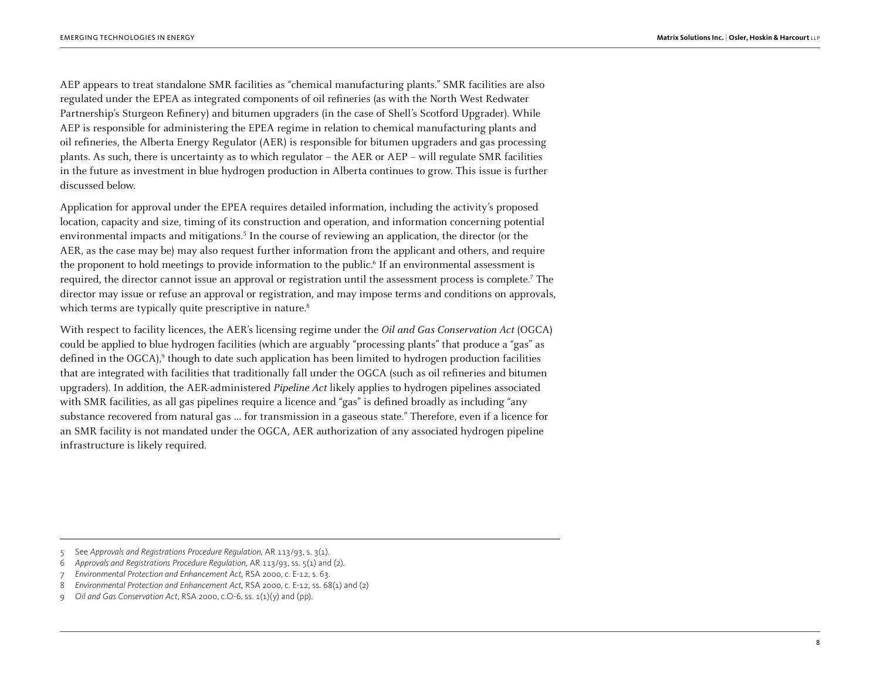AEP appears to treat standalone SMR facilities as "chemical manufacturing plants." SMR facilities are also regulated under the EPEA as integrated components of oil refineries (as with the North West Redwater Partnership's Sturgeon Refinery) and bitumen upgraders (in the case of Shell's Scotford Upgrader). While AEP is responsible for administering the EPEA regime in relation to chemical manufacturing plants and oil refineries, the Alberta Energy Regulator (AER) is responsible for bitumen upgraders and gas processing plants. As such, there is uncertainty as to which regulator – the AER or AEP – will regulate SMR facilities in the future as investment in blue hydrogen production in Alberta continues to grow. This issue is further discussed below.

Application for approval under the EPEA requires detailed information, including the activity's proposed location, capacity and size, timing of its construction and operation, and information concerning potential environmental impacts and mitigations.[5] In the course of reviewing an application, the director (or the AER, as the case may be) may also request further information from the applicant and others, and require the proponent to hold meetings to provide information to the public.[6] If an environmental assessment is required, the director cannot issue an approval or registration until the assessment process is complete.[7] The director may issue or refuse an approval or registration, and may impose terms and conditions on approvals, which terms are typically quite prescriptive in nature.[8]

With respect to facility licences, the AER's licensing regime under the *Oil and Gas Conservation Act* (OGCA) could be applied to blue hydrogen facilities (which are arguably "processing plants" that produce a "gas" as defined in the OGCA),[9] though to date such application has been limited to hydrogen production facilities that are integrated with facilities that traditionally fall under the OGCA (such as oil refineries and bitumen upgraders). In addition, the AER-administered *Pipeline Act* likely applies to hydrogen pipelines associated with SMR facilities, as all gas pipelines require a licence and "gas" is defined broadly as including "any substance recovered from natural gas ... for transmission in a gaseous state." Therefore, even if a licence for an SMR facility is not mandated under the OGCA, AER authorization of any associated hydrogen pipeline infrastructure is likely required.

---

5 See *Approvals and Registrations Procedure Regulation*, AR 113/93, s. 3(1).

6 *Approvals and Registrations Procedure Regulation*, AR 113/93, ss. 5(1) and (2).

7 *Environmental Protection and Enhancement Act*, RSA 2000, c. E-12, s. 63.

8 *Environmental Protection and Enhancement Act*, RSA 2000, c. E-12, ss. 68(1) and (2)

9 *Oil and Gas Conservation Act*, RSA 2000, c.O-6, ss. 1(1)(y) and (pp).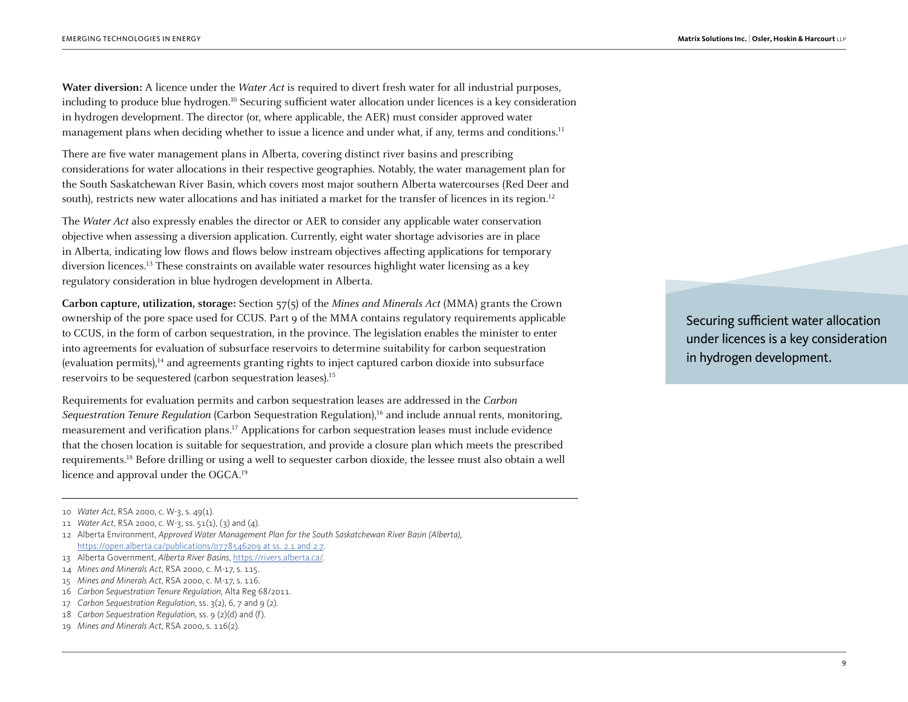**Water diversion:** A licence under the *Water Act* is required to divert fresh water for all industrial purposes, including to produce blue hydrogen.[10] Securing sufficient water allocation under licences is a key consideration in hydrogen development. The director (or, where applicable, the AER) must consider approved water management plans when deciding whether to issue a licence and under what, if any, terms and conditions.[11]

There are five water management plans in Alberta, covering distinct river basins and prescribing considerations for water allocations in their respective geographies. Notably, the water management plan for the South Saskatchewan River Basin, which covers most major southern Alberta watercourses (Red Deer and south), restricts new water allocations and has initiated a market for the transfer of licences in its region.[12]

The *Water Act* also expressly enables the director or AER to consider any applicable water conservation objective when assessing a diversion application. Currently, eight water shortage advisories are in place in Alberta, indicating low flows and flows below instream objectives affecting applications for temporary diversion licences.[13] These constraints on available water resources highlight water licensing as a key regulatory consideration in blue hydrogen development in Alberta.

**Carbon capture, utilization, storage:** Section 57(5) of the *Mines and Minerals Act* (MMA) grants the Crown ownership of the pore space used for CCUS. Part 9 of the MMA contains regulatory requirements applicable to CCUS, in the form of carbon sequestration, in the province. The legislation enables the minister to enter into agreements for evaluation of subsurface reservoirs to determine suitability for carbon sequestration (evaluation permits),[14] and agreements granting rights to inject captured carbon dioxide into subsurface reservoirs to be sequestered (carbon sequestration leases).[15]

Requirements for evaluation permits and carbon sequestration leases are addressed in the *Carbon Sequestration Tenure Regulation* (Carbon Sequestration Regulation),[16] and include annual rents, monitoring, measurement and verification plans.[17] Applications for carbon sequestration leases must include evidence that the chosen location is suitable for sequestration, and provide a closure plan which meets the prescribed requirements.[18] Before drilling or using a well to sequester carbon dioxide, the lessee must also obtain a well licence and approval under the OGCA.[19]

Securing sufficient water allocation under licences is a key consideration in hydrogen development.

---

10 *Water Act*, RSA 2000, c. W-3, s. 49(1).

11 *Water Act*, RSA 2000, c. W-3, ss. 51(1), (3) and (4).

12 Alberta Environment, *Approved Water Management Plan for the South Saskatchewan River Basin (Alberta)*, https://open.alberta.ca/publications/0778546209 at ss. 2.1 and 2.7.

13 Alberta Government, *Alberta River Basins*, https://rivers.alberta.ca/.

14 *Mines and Minerals Act*, RSA 2000, c. M-17, s. 115.

15 *Mines and Minerals Act*, RSA 2000, c. M-17, s. 116.

16 *Carbon Sequestration Tenure Regulation*, Alta Reg 68/2011.

17 *Carbon Sequestration Regulation*, ss. 3(2), 6, 7 and 9 (2).

18 *Carbon Sequestration Regulation*, ss. 9 (2)(d) and (f).

19 *Mines and Minerals Act*, RSA 2000, s. 116(2).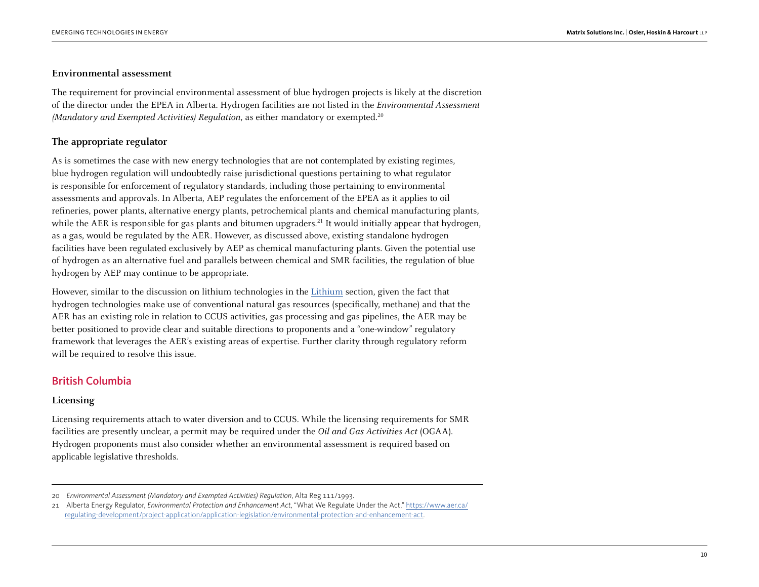### Environmental assessment

The requirement for provincial environmental assessment of blue hydrogen projects is likely at the discretion of the director under the EPEA in Alberta. Hydrogen facilities are not listed in the *Environmental Assessment (Mandatory and Exempted Activities) Regulation*, as either mandatory or exempted.[20]

### The appropriate regulator

As is sometimes the case with new energy technologies that are not contemplated by existing regimes, blue hydrogen regulation will undoubtedly raise jurisdictional questions pertaining to what regulator is responsible for enforcement of regulatory standards, including those pertaining to environmental assessments and approvals. In Alberta, AEP regulates the enforcement of the EPEA as it applies to oil refineries, power plants, alternative energy plants, petrochemical plants and chemical manufacturing plants, while the AER is responsible for gas plants and bitumen upgraders.[21] It would initially appear that hydrogen, as a gas, would be regulated by the AER. However, as discussed above, existing standalone hydrogen facilities have been regulated exclusively by AEP as chemical manufacturing plants. Given the potential use of hydrogen as an alternative fuel and parallels between chemical and SMR facilities, the regulation of blue hydrogen by AEP may continue to be appropriate.

However, similar to the discussion on lithium technologies in the Lithium section, given the fact that hydrogen technologies make use of conventional natural gas resources (specifically, methane) and that the AER has an existing role in relation to CCUS activities, gas processing and gas pipelines, the AER may be better positioned to provide clear and suitable directions to proponents and a "one-window" regulatory framework that leverages the AER's existing areas of expertise. Further clarity through regulatory reform will be required to resolve this issue.

## British Columbia

### Licensing

Licensing requirements attach to water diversion and to CCUS. While the licensing requirements for SMR facilities are presently unclear, a permit may be required under the *Oil and Gas Activities Act* (OGAA). Hydrogen proponents must also consider whether an environmental assessment is required based on applicable legislative thresholds.

---

20 *Environmental Assessment (Mandatory and Exempted Activities) Regulation*, Alta Reg 111/1993.

21 Alberta Energy Regulator, *Environmental Protection and Enhancement Act*, "What We Regulate Under the Act," https://www.aer.ca/regulating-development/project-application/application-legislation/environmental-protection-and-enhancement-act.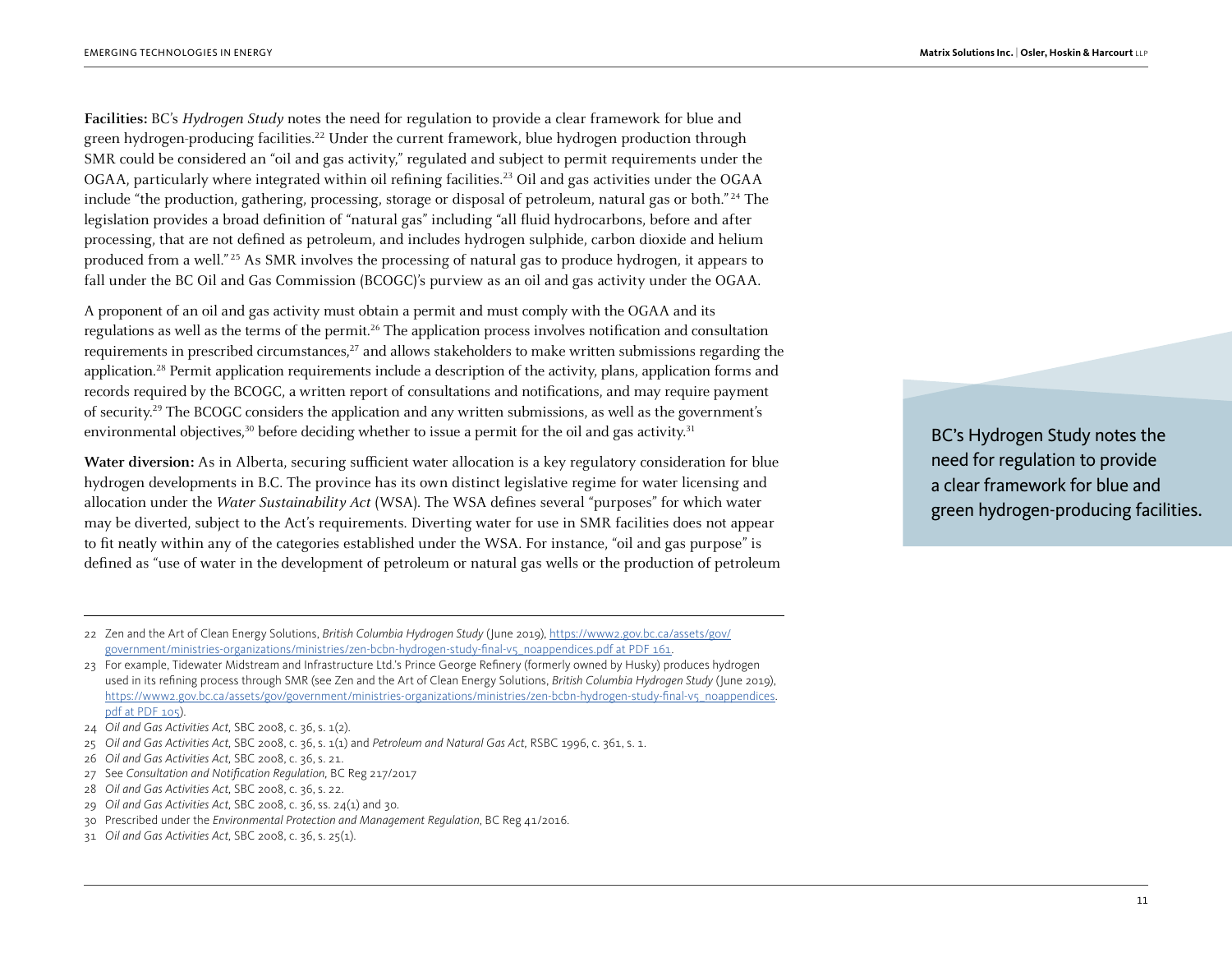**Facilities:** BC's *Hydrogen Study* notes the need for regulation to provide a clear framework for blue and green hydrogen-producing facilities.[22] Under the current framework, blue hydrogen production through SMR could be considered an "oil and gas activity," regulated and subject to permit requirements under the OGAA, particularly where integrated within oil refining facilities.[23] Oil and gas activities under the OGAA include "the production, gathering, processing, storage or disposal of petroleum, natural gas or both."[24] The legislation provides a broad definition of "natural gas" including "all fluid hydrocarbons, before and after processing, that are not defined as petroleum, and includes hydrogen sulphide, carbon dioxide and helium produced from a well."[25] As SMR involves the processing of natural gas to produce hydrogen, it appears to fall under the BC Oil and Gas Commission (BCOGC)'s purview as an oil and gas activity under the OGAA.

A proponent of an oil and gas activity must obtain a permit and must comply with the OGAA and its regulations as well as the terms of the permit.[26] The application process involves notification and consultation requirements in prescribed circumstances,[27] and allows stakeholders to make written submissions regarding the application.[28] Permit application requirements include a description of the activity, plans, application forms and records required by the BCOGC, a written report of consultations and notifications, and may require payment of security.[29] The BCOGC considers the application and any written submissions, as well as the government's environmental objectives,[30] before deciding whether to issue a permit for the oil and gas activity.[31]

**Water diversion:** As in Alberta, securing sufficient water allocation is a key regulatory consideration for blue hydrogen developments in B.C. The province has its own distinct legislative regime for water licensing and allocation under the *Water Sustainability Act* (WSA). The WSA defines several "purposes" for which water may be diverted, subject to the Act's requirements. Diverting water for use in SMR facilities does not appear to fit neatly within any of the categories established under the WSA. For instance, "oil and gas purpose" is defined as "use of water in the development of petroleum or natural gas wells or the production of petroleum

> BC's Hydrogen Study notes the need for regulation to provide a clear framework for blue and green hydrogen-producing facilities.

---

22 Zen and the Art of Clean Energy Solutions, *British Columbia Hydrogen Study* (June 2019), https://www2.gov.bc.ca/assets/gov/government/ministries-organizations/ministries/zen-bcbn-hydrogen-study-final-v5_noappendices.pdf at PDF 161.

23 For example, Tidewater Midstream and Infrastructure Ltd.'s Prince George Refinery (formerly owned by Husky) produces hydrogen used in its refining process through SMR (see Zen and the Art of Clean Energy Solutions, *British Columbia Hydrogen Study* (June 2019), https://www2.gov.bc.ca/assets/gov/government/ministries-organizations/ministries/zen-bcbn-hydrogen-study-final-v5_noappendices.pdf at PDF 105).

24 *Oil and Gas Activities Act*, SBC 2008, c. 36, s. 1(2).

25 *Oil and Gas Activities Act*, SBC 2008, c. 36, s. 1(1) and *Petroleum and Natural Gas Act*, RSBC 1996, c. 361, s. 1.

26 *Oil and Gas Activities Act*, SBC 2008, c. 36, s. 21.

27 See *Consultation and Notification Regulation*, BC Reg 217/2017

28 *Oil and Gas Activities Act*, SBC 2008, c. 36, s. 22.

29 *Oil and Gas Activities Act*, SBC 2008, c. 36, ss. 24(1) and 30.

30 Prescribed under the *Environmental Protection and Management Regulation*, BC Reg 41/2016.

31 *Oil and Gas Activities Act*, SBC 2008, c. 36, s. 25(1).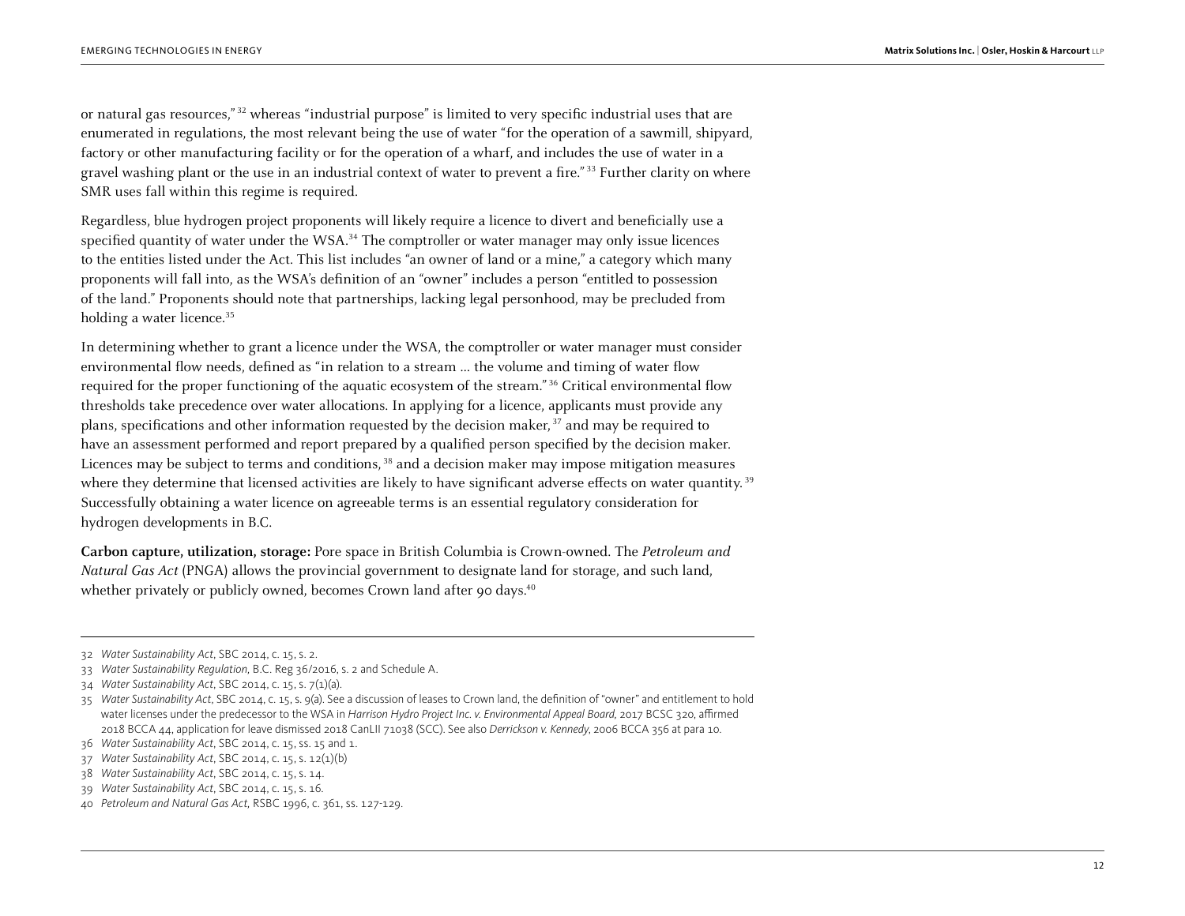or natural gas resources,"[32] whereas "industrial purpose" is limited to very specific industrial uses that are enumerated in regulations, the most relevant being the use of water "for the operation of a sawmill, shipyard, factory or other manufacturing facility or for the operation of a wharf, and includes the use of water in a gravel washing plant or the use in an industrial context of water to prevent a fire."[33] Further clarity on where SMR uses fall within this regime is required.

Regardless, blue hydrogen project proponents will likely require a licence to divert and beneficially use a specified quantity of water under the WSA.[34] The comptroller or water manager may only issue licences to the entities listed under the Act. This list includes "an owner of land or a mine," a category which many proponents will fall into, as the WSA's definition of an "owner" includes a person "entitled to possession of the land." Proponents should note that partnerships, lacking legal personhood, may be precluded from holding a water licence.[35]

In determining whether to grant a licence under the WSA, the comptroller or water manager must consider environmental flow needs, defined as "in relation to a stream … the volume and timing of water flow required for the proper functioning of the aquatic ecosystem of the stream."[36] Critical environmental flow thresholds take precedence over water allocations. In applying for a licence, applicants must provide any plans, specifications and other information requested by the decision maker,[37] and may be required to have an assessment performed and report prepared by a qualified person specified by the decision maker. Licences may be subject to terms and conditions,[38] and a decision maker may impose mitigation measures where they determine that licensed activities are likely to have significant adverse effects on water quantity.[39] Successfully obtaining a water licence on agreeable terms is an essential regulatory consideration for hydrogen developments in B.C.

**Carbon capture, utilization, storage:** Pore space in British Columbia is Crown-owned. The *Petroleum and Natural Gas Act* (PNGA) allows the provincial government to designate land for storage, and such land, whether privately or publicly owned, becomes Crown land after 90 days.[40]

---

32 *Water Sustainability Act*, SBC 2014, c. 15, s. 2.

33 *Water Sustainability Regulation*, B.C. Reg 36/2016, s. 2 and Schedule A.

34 *Water Sustainability Act*, SBC 2014, c. 15, s. 7(1)(a).

35 *Water Sustainability Act*, SBC 2014, c. 15, s. 9(a). See a discussion of leases to Crown land, the definition of "owner" and entitlement to hold water licenses under the predecessor to the WSA in *Harrison Hydro Project Inc. v. Environmental Appeal Board*, 2017 BCSC 320, affirmed 2018 BCCA 44, application for leave dismissed 2018 CanLII 71038 (SCC). See also *Derrickson v. Kennedy*, 2006 BCCA 356 at para 10.

36 *Water Sustainability Act*, SBC 2014, c. 15, ss. 15 and 1.

37 *Water Sustainability Act*, SBC 2014, c. 15, s. 12(1)(b)

38 *Water Sustainability Act*, SBC 2014, c. 15, s. 14.

39 *Water Sustainability Act*, SBC 2014, c. 15, s. 16.

40 *Petroleum and Natural Gas Act*, RSBC 1996, c. 361, ss. 127-129.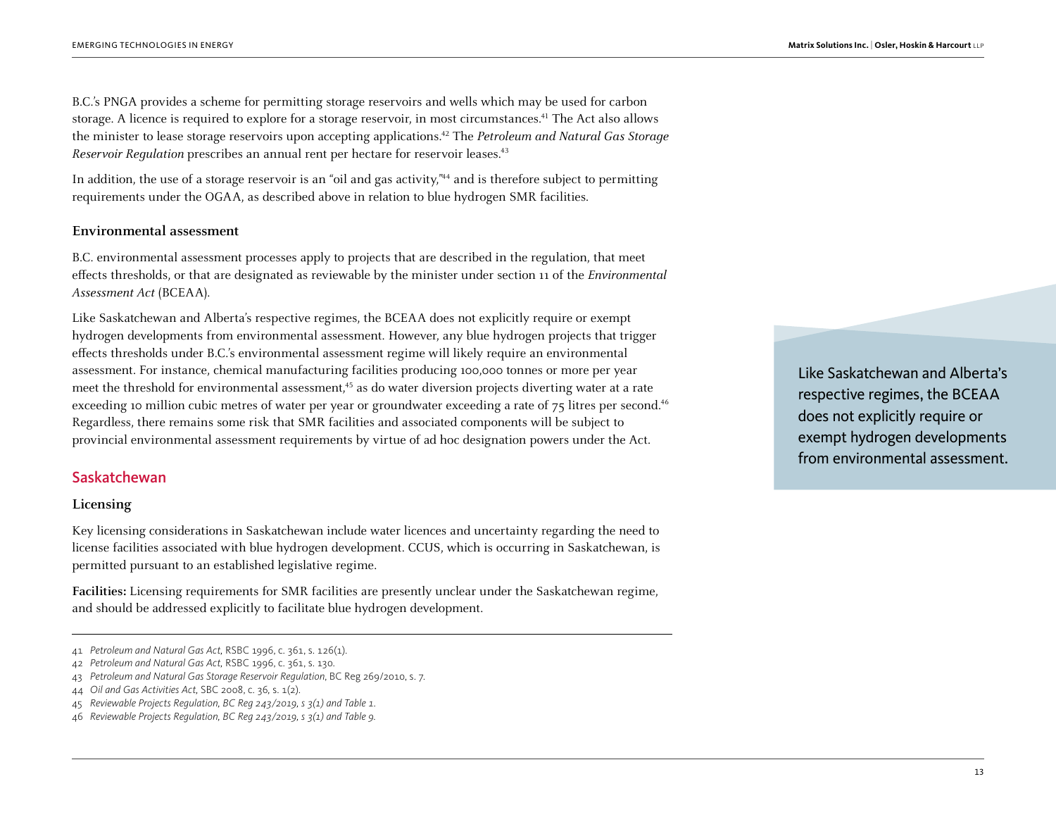B.C.'s PNGA provides a scheme for permitting storage reservoirs and wells which may be used for carbon storage. A licence is required to explore for a storage reservoir, in most circumstances.[41] The Act also allows the minister to lease storage reservoirs upon accepting applications.[42] The *Petroleum and Natural Gas Storage Reservoir Regulation* prescribes an annual rent per hectare for reservoir leases.[43]

In addition, the use of a storage reservoir is an "oil and gas activity,"[44] and is therefore subject to permitting requirements under the OGAA, as described above in relation to blue hydrogen SMR facilities.

### Environmental assessment

B.C. environmental assessment processes apply to projects that are described in the regulation, that meet effects thresholds, or that are designated as reviewable by the minister under section 11 of the *Environmental Assessment Act* (BCEAA).

Like Saskatchewan and Alberta's respective regimes, the BCEAA does not explicitly require or exempt hydrogen developments from environmental assessment. However, any blue hydrogen projects that trigger effects thresholds under B.C.'s environmental assessment regime will likely require an environmental assessment. For instance, chemical manufacturing facilities producing 100,000 tonnes or more per year meet the threshold for environmental assessment,[45] as do water diversion projects diverting water at a rate exceeding 10 million cubic metres of water per year or groundwater exceeding a rate of 75 litres per second.[46] Regardless, there remains some risk that SMR facilities and associated components will be subject to provincial environmental assessment requirements by virtue of ad hoc designation powers under the Act.

> Like Saskatchewan and Alberta's respective regimes, the BCEAA does not explicitly require or exempt hydrogen developments from environmental assessment.

## Saskatchewan

### Licensing

Key licensing considerations in Saskatchewan include water licences and uncertainty regarding the need to license facilities associated with blue hydrogen development. CCUS, which is occurring in Saskatchewan, is permitted pursuant to an established legislative regime.

**Facilities:** Licensing requirements for SMR facilities are presently unclear under the Saskatchewan regime, and should be addressed explicitly to facilitate blue hydrogen development.

---

41 *Petroleum and Natural Gas Act*, RSBC 1996, c. 361, s. 126(1).

42 *Petroleum and Natural Gas Act*, RSBC 1996, c. 361, s. 130.

43 *Petroleum and Natural Gas Storage Reservoir Regulation*, BC Reg 269/2010, s. 7.

44 *Oil and Gas Activities Act*, SBC 2008, c. 36, s. 1(2).

45 *Reviewable Projects Regulation*, *BC Reg 243/2019, s 3(1) and Table 1.*

46 *Reviewable Projects Regulation*, *BC Reg 243/2019, s 3(1) and Table 9.*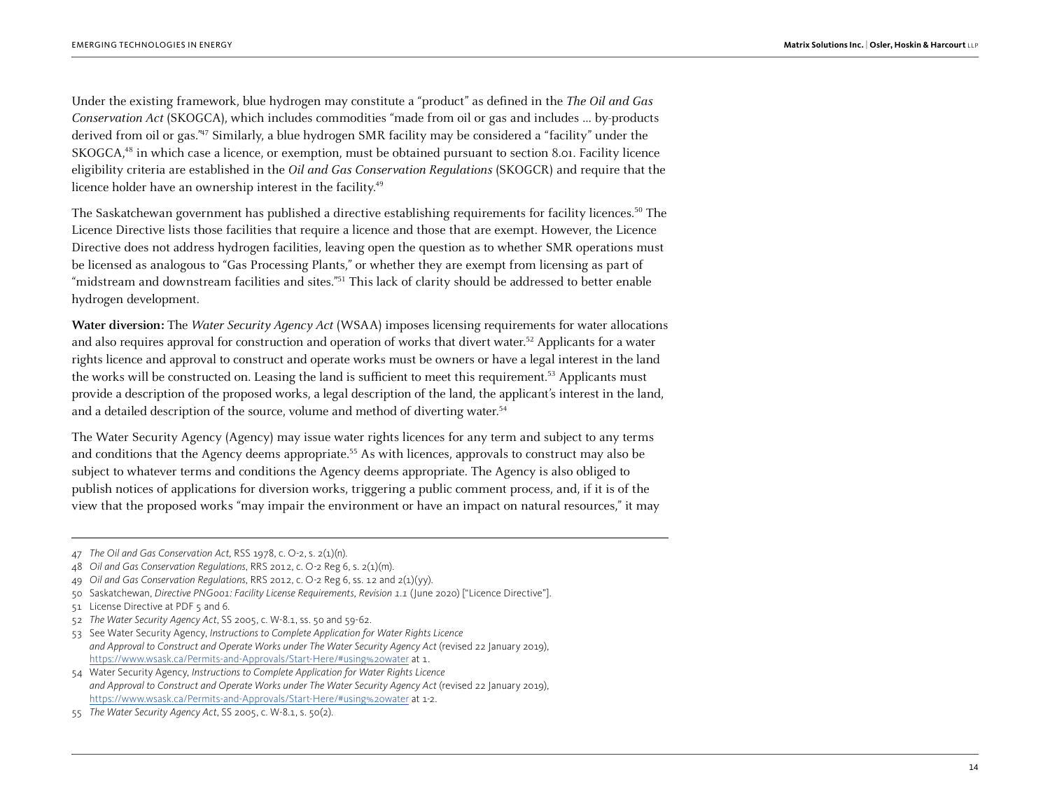Under the existing framework, blue hydrogen may constitute a "product" as defined in the *The Oil and Gas Conservation Act* (SKOGCA), which includes commodities "made from oil or gas and includes … by-products derived from oil or gas."[47] Similarly, a blue hydrogen SMR facility may be considered a "facility" under the SKOGCA,[48] in which case a licence, or exemption, must be obtained pursuant to section 8.01. Facility licence eligibility criteria are established in the *Oil and Gas Conservation Regulations* (SKOGCR) and require that the licence holder have an ownership interest in the facility.[49]

The Saskatchewan government has published a directive establishing requirements for facility licences.[50] The Licence Directive lists those facilities that require a licence and those that are exempt. However, the Licence Directive does not address hydrogen facilities, leaving open the question as to whether SMR operations must be licensed as analogous to "Gas Processing Plants," or whether they are exempt from licensing as part of "midstream and downstream facilities and sites."[51] This lack of clarity should be addressed to better enable hydrogen development.

**Water diversion:** The *Water Security Agency Act* (WSAA) imposes licensing requirements for water allocations and also requires approval for construction and operation of works that divert water.[52] Applicants for a water rights licence and approval to construct and operate works must be owners or have a legal interest in the land the works will be constructed on. Leasing the land is sufficient to meet this requirement.[53] Applicants must provide a description of the proposed works, a legal description of the land, the applicant's interest in the land, and a detailed description of the source, volume and method of diverting water.[54]

The Water Security Agency (Agency) may issue water rights licences for any term and subject to any terms and conditions that the Agency deems appropriate.[55] As with licences, approvals to construct may also be subject to whatever terms and conditions the Agency deems appropriate. The Agency is also obliged to publish notices of applications for diversion works, triggering a public comment process, and, if it is of the view that the proposed works "may impair the environment or have an impact on natural resources," it may

---

47 *The Oil and Gas Conservation Act*, RSS 1978, c. O-2, s. 2(1)(n).

48 *Oil and Gas Conservation Regulations*, RRS 2012, c. O-2 Reg 6, s. 2(1)(m).

49 *Oil and Gas Conservation Regulations*, RRS 2012, c. O-2 Reg 6, ss. 12 and 2(1)(yy).

50 Saskatchewan, *Directive PNG001: Facility License Requirements*, *Revision 1.1* (June 2020) ["Licence Directive"].

51 License Directive at PDF 5 and 6.

52 *The Water Security Agency Act*, SS 2005, c. W-8.1, ss. 50 and 59-62.

53 See Water Security Agency, *Instructions to Complete Application for Water Rights Licence and Approval to Construct and Operate Works under The Water Security Agency Act* (revised 22 January 2019), https://www.wsask.ca/Permits-and-Approvals/Start-Here/#using%20water at 1.

54 Water Security Agency, *Instructions to Complete Application for Water Rights Licence and Approval to Construct and Operate Works under The Water Security Agency Act* (revised 22 January 2019), https://www.wsask.ca/Permits-and-Approvals/Start-Here/#using%20water at 1-2.

55 *The Water Security Agency Act*, SS 2005, c. W-8.1, s. 50(2).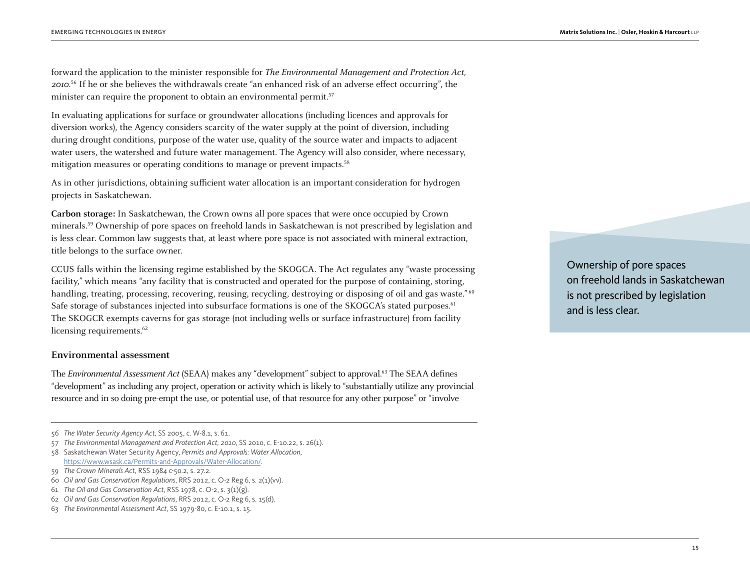forward the application to the minister responsible for *The Environmental Management and Protection Act, 2010*.[56] If he or she believes the withdrawals create "an enhanced risk of an adverse effect occurring", the minister can require the proponent to obtain an environmental permit.[57]

In evaluating applications for surface or groundwater allocations (including licences and approvals for diversion works), the Agency considers scarcity of the water supply at the point of diversion, including during drought conditions, purpose of the water use, quality of the source water and impacts to adjacent water users, the watershed and future water management. The Agency will also consider, where necessary, mitigation measures or operating conditions to manage or prevent impacts.[58]

As in other jurisdictions, obtaining sufficient water allocation is an important consideration for hydrogen projects in Saskatchewan.

**Carbon storage:** In Saskatchewan, the Crown owns all pore spaces that were once occupied by Crown minerals.[59] Ownership of pore spaces on freehold lands in Saskatchewan is not prescribed by legislation and is less clear. Common law suggests that, at least where pore space is not associated with mineral extraction, title belongs to the surface owner.

CCUS falls within the licensing regime established by the SKOGCA. The Act regulates any "waste processing facility," which means "any facility that is constructed and operated for the purpose of containing, storing, handling, treating, processing, recovering, reusing, recycling, destroying or disposing of oil and gas waste."[60] Safe storage of substances injected into subsurface formations is one of the SKOGCA's stated purposes.[61] The SKOGCR exempts caverns for gas storage (not including wells or surface infrastructure) from facility licensing requirements.[62]

> Ownership of pore spaces on freehold lands in Saskatchewan is not prescribed by legislation and is less clear.

### Environmental assessment

The *Environmental Assessment Act* (SEAA) makes any "development" subject to approval.[63] The SEAA defines "development" as including any project, operation or activity which is likely to "substantially utilize any provincial resource and in so doing pre-empt the use, or potential use, of that resource for any other purpose" or "involve

---

56 *The Water Security Agency Act*, SS 2005, c. W-8.1, s. 61.

57 *The Environmental Management and Protection Act, 2010*, SS 2010, c. E-10.22, s. 26(1).

58 Saskatchewan Water Security Agency, *Permits and Approvals: Water Allocation*, https://www.wsask.ca/Permits-and-Approvals/Water-Allocation/.

59 *The Crown Minerals Act*, RSS 1984 c-50.2, s. 27.2.

60 *Oil and Gas Conservation Regulations*, RRS 2012, c. O-2 Reg 6, s. 2(1)(vv).

61 *The Oil and Gas Conservation Act*, RSS 1978, c. O-2, s. 3(1)(g).

62 *Oil and Gas Conservation Regulations*, RRS 2012, c. O-2 Reg 6, s. 15(d).

63 *The Environmental Assessment Act*, SS 1979-80, c. E-10.1, s. 15.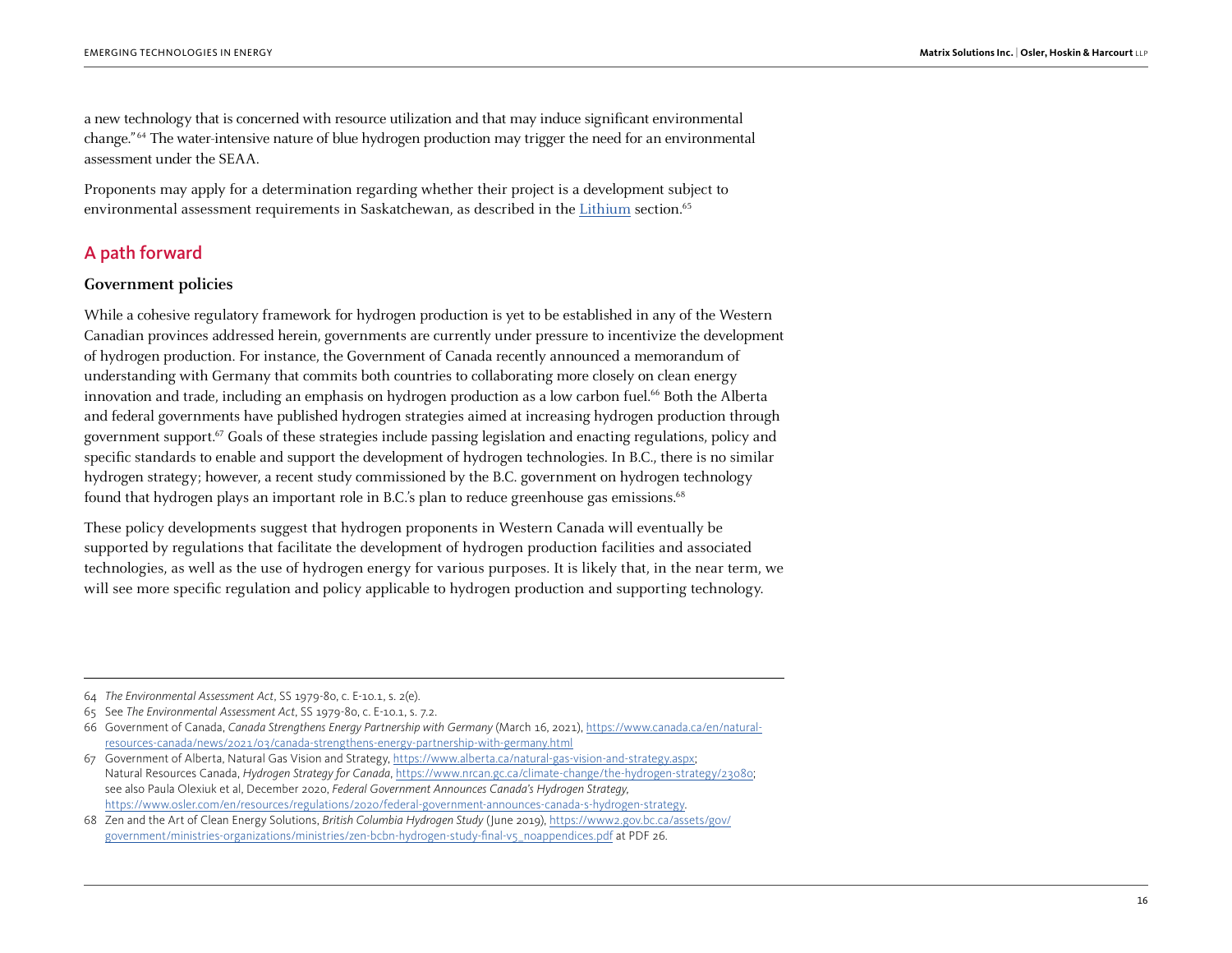a new technology that is concerned with resource utilization and that may induce significant environmental change."[64] The water-intensive nature of blue hydrogen production may trigger the need for an environmental assessment under the SEAA.

Proponents may apply for a determination regarding whether their project is a development subject to environmental assessment requirements in Saskatchewan, as described in the Lithium section.[65]

## A path forward

### Government policies

While a cohesive regulatory framework for hydrogen production is yet to be established in any of the Western Canadian provinces addressed herein, governments are currently under pressure to incentivize the development of hydrogen production. For instance, the Government of Canada recently announced a memorandum of understanding with Germany that commits both countries to collaborating more closely on clean energy innovation and trade, including an emphasis on hydrogen production as a low carbon fuel.[66] Both the Alberta and federal governments have published hydrogen strategies aimed at increasing hydrogen production through government support.[67] Goals of these strategies include passing legislation and enacting regulations, policy and specific standards to enable and support the development of hydrogen technologies. In B.C., there is no similar hydrogen strategy; however, a recent study commissioned by the B.C. government on hydrogen technology found that hydrogen plays an important role in B.C.'s plan to reduce greenhouse gas emissions.[68]

These policy developments suggest that hydrogen proponents in Western Canada will eventually be supported by regulations that facilitate the development of hydrogen production facilities and associated technologies, as well as the use of hydrogen energy for various purposes. It is likely that, in the near term, we will see more specific regulation and policy applicable to hydrogen production and supporting technology.

---

64 *The Environmental Assessment Act*, SS 1979-80, c. E-10.1, s. 2(e).

65 See *The Environmental Assessment Act*, SS 1979-80, c. E-10.1, s. 7.2.

66 Government of Canada, *Canada Strengthens Energy Partnership with Germany* (March 16, 2021), https://www.canada.ca/en/natural-resources-canada/news/2021/03/canada-strengthens-energy-partnership-with-germany.html

67 Government of Alberta, Natural Gas Vision and Strategy, https://www.alberta.ca/natural-gas-vision-and-strategy.aspx; Natural Resources Canada, *Hydrogen Strategy for Canada*, https://www.nrcan.gc.ca/climate-change/the-hydrogen-strategy/23080; see also Paula Olexiuk et al, December 2020, *Federal Government Announces Canada's Hydrogen Strategy*, https://www.osler.com/en/resources/regulations/2020/federal-government-announces-canada-s-hydrogen-strategy.

68 Zen and the Art of Clean Energy Solutions, *British Columbia Hydrogen Study* (June 2019), https://www2.gov.bc.ca/assets/gov/government/ministries-organizations/ministries/zen-bcbn-hydrogen-study-final-v5_noappendices.pdf at PDF 26.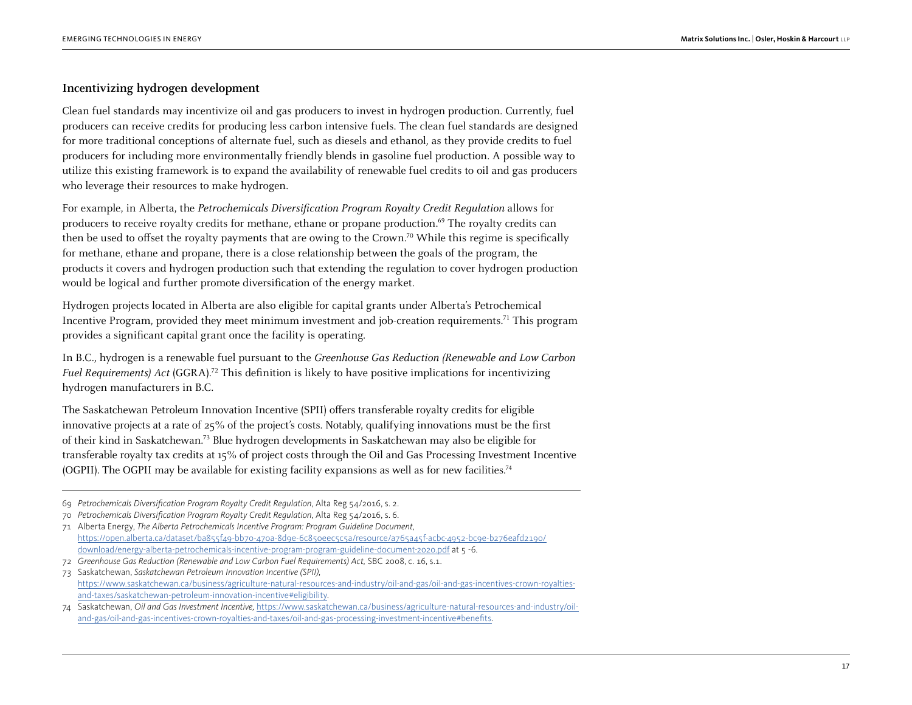### Incentivizing hydrogen development

Clean fuel standards may incentivize oil and gas producers to invest in hydrogen production. Currently, fuel producers can receive credits for producing less carbon intensive fuels. The clean fuel standards are designed for more traditional conceptions of alternate fuel, such as diesels and ethanol, as they provide credits to fuel producers for including more environmentally friendly blends in gasoline fuel production. A possible way to utilize this existing framework is to expand the availability of renewable fuel credits to oil and gas producers who leverage their resources to make hydrogen.

For example, in Alberta, the *Petrochemicals Diversification Program Royalty Credit Regulation* allows for producers to receive royalty credits for methane, ethane or propane production.[69] The royalty credits can then be used to offset the royalty payments that are owing to the Crown.[70] While this regime is specifically for methane, ethane and propane, there is a close relationship between the goals of the program, the products it covers and hydrogen production such that extending the regulation to cover hydrogen production would be logical and further promote diversification of the energy market.

Hydrogen projects located in Alberta are also eligible for capital grants under Alberta's Petrochemical Incentive Program, provided they meet minimum investment and job-creation requirements.[71] This program provides a significant capital grant once the facility is operating.

In B.C., hydrogen is a renewable fuel pursuant to the *Greenhouse Gas Reduction (Renewable and Low Carbon Fuel Requirements) Act* (GGRA).[72] This definition is likely to have positive implications for incentivizing hydrogen manufacturers in B.C.

The Saskatchewan Petroleum Innovation Incentive (SPII) offers transferable royalty credits for eligible innovative projects at a rate of 25% of the project's costs. Notably, qualifying innovations must be the first of their kind in Saskatchewan.[73] Blue hydrogen developments in Saskatchewan may also be eligible for transferable royalty tax credits at 15% of project costs through the Oil and Gas Processing Investment Incentive (OGPII). The OGPII may be available for existing facility expansions as well as for new facilities.[74]

---

69 *Petrochemicals Diversification Program Royalty Credit Regulation*, Alta Reg 54/2016, s. 2.

70 *Petrochemicals Diversification Program Royalty Credit Regulation*, Alta Reg 54/2016, s. 6.

71 Alberta Energy, *The Alberta Petrochemicals Incentive Program: Program Guideline Document*, https://open.alberta.ca/dataset/ba855f49-bb70-470a-8d9e-6c850eec5c5a/resource/a765a45f-acbc-4952-bc9e-b276eafd2190/download/energy-alberta-petrochemicals-incentive-program-program-guideline-document-2020.pdf at 5 -6.

72 *Greenhouse Gas Reduction (Renewable and Low Carbon Fuel Requirements) Act*, SBC 2008, c. 16, s.1.

73 Saskatchewan, *Saskatchewan Petroleum Innovation Incentive (SPII)*, https://www.saskatchewan.ca/business/agriculture-natural-resources-and-industry/oil-and-gas/oil-and-gas-incentives-crown-royalties-and-taxes/saskatchewan-petroleum-innovation-incentive#eligibility.

74 Saskatchewan, *Oil and Gas Investment Incentive*, https://www.saskatchewan.ca/business/agriculture-natural-resources-and-industry/oil-and-gas/oil-and-gas-incentives-crown-royalties-and-taxes/oil-and-gas-processing-investment-incentive#benefits.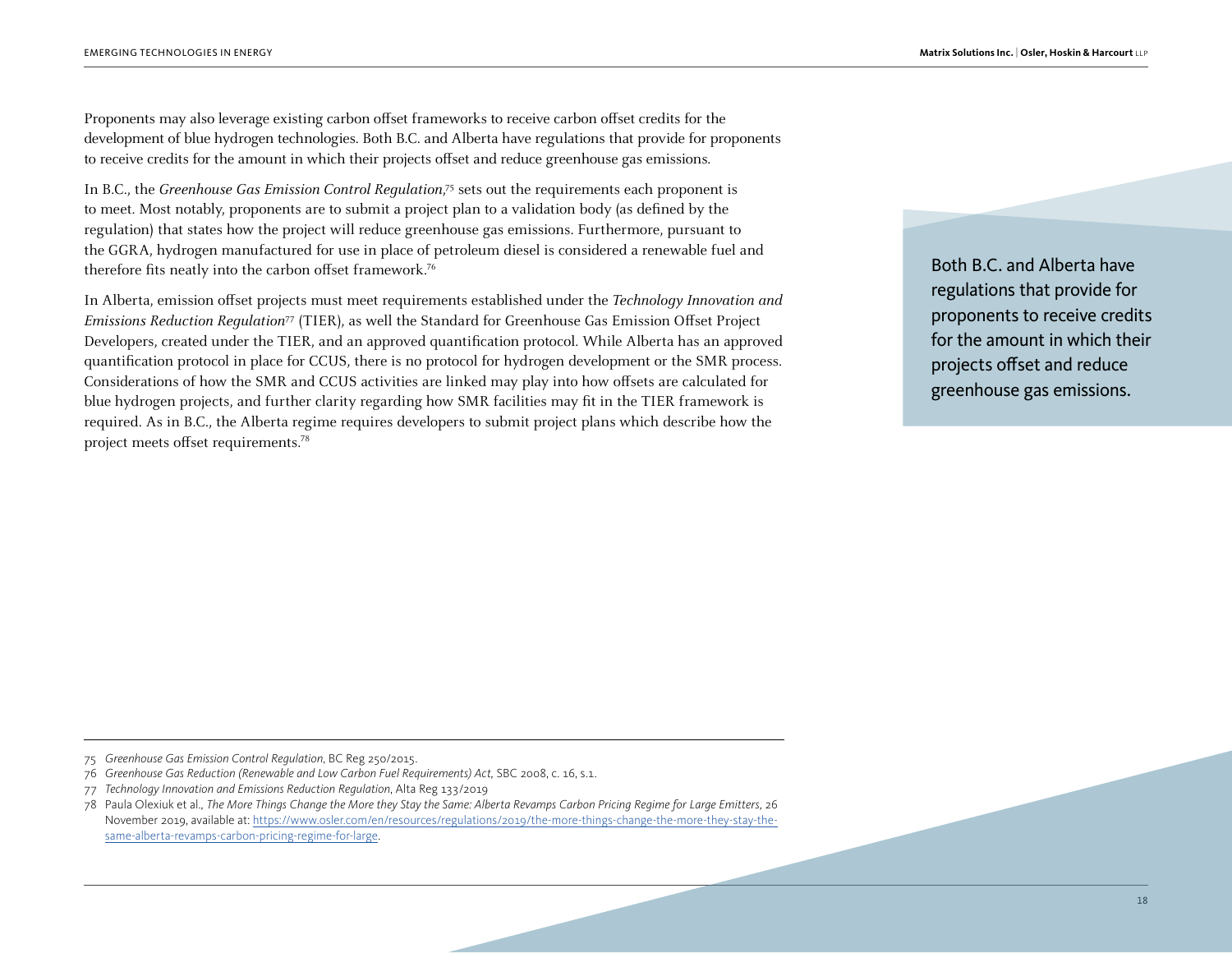Proponents may also leverage existing carbon offset frameworks to receive carbon offset credits for the development of blue hydrogen technologies. Both B.C. and Alberta have regulations that provide for proponents to receive credits for the amount in which their projects offset and reduce greenhouse gas emissions.

In B.C., the *Greenhouse Gas Emission Control Regulation*,[75] sets out the requirements each proponent is to meet. Most notably, proponents are to submit a project plan to a validation body (as defined by the regulation) that states how the project will reduce greenhouse gas emissions. Furthermore, pursuant to the GGRA, hydrogen manufactured for use in place of petroleum diesel is considered a renewable fuel and therefore fits neatly into the carbon offset framework.[76]

In Alberta, emission offset projects must meet requirements established under the *Technology Innovation and Emissions Reduction Regulation*[77] (TIER), as well the Standard for Greenhouse Gas Emission Offset Project Developers, created under the TIER, and an approved quantification protocol. While Alberta has an approved quantification protocol in place for CCUS, there is no protocol for hydrogen development or the SMR process. Considerations of how the SMR and CCUS activities are linked may play into how offsets are calculated for blue hydrogen projects, and further clarity regarding how SMR facilities may fit in the TIER framework is required. As in B.C., the Alberta regime requires developers to submit project plans which describe how the project meets offset requirements.[78]

> Both B.C. and Alberta have regulations that provide for proponents to receive credits for the amount in which their projects offset and reduce greenhouse gas emissions.

---

75 *Greenhouse Gas Emission Control Regulation*, BC Reg 250/2015.

76 *Greenhouse Gas Reduction (Renewable and Low Carbon Fuel Requirements) Act*, SBC 2008, c. 16, s.1.

77 *Technology Innovation and Emissions Reduction Regulation*, Alta Reg 133/2019

78 Paula Olexiuk et al., *The More Things Change the More they Stay the Same: Alberta Revamps Carbon Pricing Regime for Large Emitters*, 26 November 2019, available at: https://www.osler.com/en/resources/regulations/2019/the-more-things-change-the-more-they-stay-the-same-alberta-revamps-carbon-pricing-regime-for-large.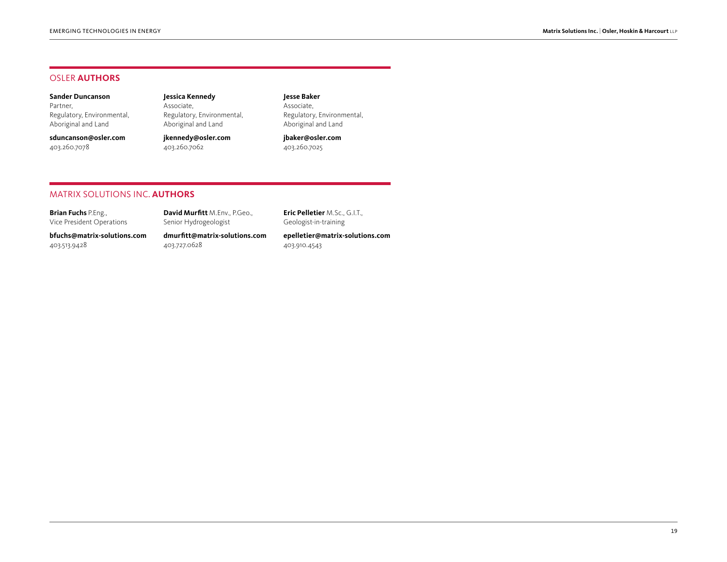## OSLER **AUTHORS**

**Sander Duncanson**
Partner,
Regulatory, Environmental, Aboriginal and Land

**sduncanson@osler.com**
403.260.7078

**Jessica Kennedy**
Associate,
Regulatory, Environmental, Aboriginal and Land

**jkennedy@osler.com**
403.260.7062

**Jesse Baker**
Associate,
Regulatory, Environmental, Aboriginal and Land

**jbaker@osler.com**
403.260.7025

## MATRIX SOLUTIONS INC. **AUTHORS**

**Brian Fuchs** P.Eng.,
Vice President Operations

**bfuchs@matrix-solutions.com**
403.513.9428

**David Murfitt** M.Env., P.Geo.,
Senior Hydrogeologist

**dmurfitt@matrix-solutions.com**
403.727.0628

**Eric Pelletier** M.Sc., G.I.T.,
Geologist-in-training

**epelletier@matrix-solutions.com**
403.910.4543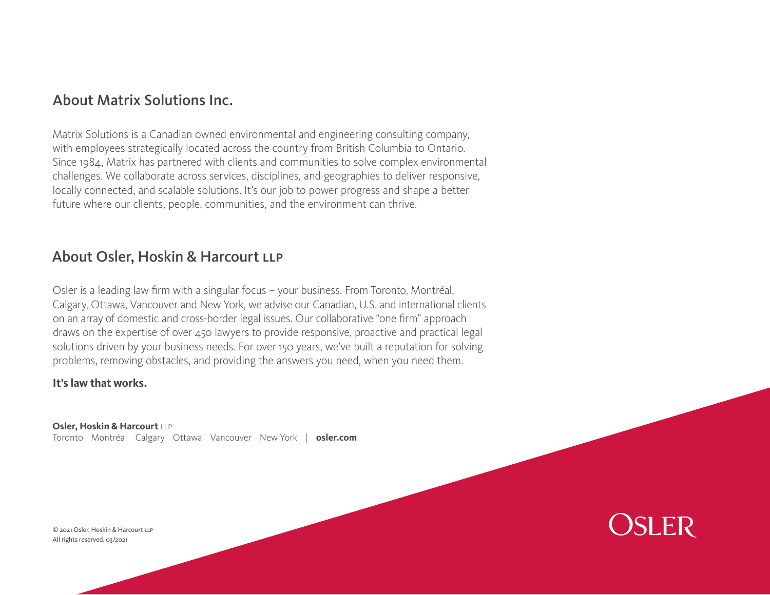## About Matrix Solutions Inc.

Matrix Solutions is a Canadian owned environmental and engineering consulting company, with employees strategically located across the country from British Columbia to Ontario. Since 1984, Matrix has partnered with clients and communities to solve complex environmental challenges. We collaborate across services, disciplines, and geographies to deliver responsive, locally connected, and scalable solutions. It's our job to power progress and shape a better future where our clients, people, communities, and the environment can thrive.

## About Osler, Hoskin & Harcourt LLP

Osler is a leading law firm with a singular focus – your business. From Toronto, Montréal, Calgary, Ottawa, Vancouver and New York, we advise our Canadian, U.S. and international clients on an array of domestic and cross-border legal issues. Our collaborative "one firm" approach draws on the expertise of over 450 lawyers to provide responsive, proactive and practical legal solutions driven by your business needs. For over 150 years, we've built a reputation for solving problems, removing obstacles, and providing the answers you need, when you need them.

**It's law that works.**

**Osler, Hoskin & Harcourt** LLP
Toronto Montréal Calgary Ottawa Vancouver New York | **osler.com**

© 2021 Osler, Hoskin & Harcourt LLP
All rights reserved. 03/2021

OSLER